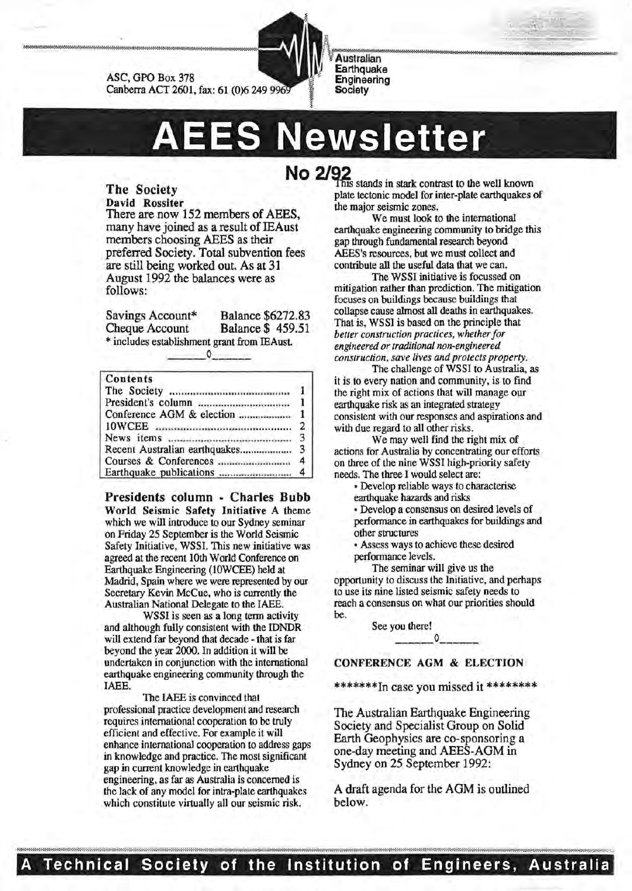ASC, GPO Box 378
Canberra ACT 2601, fax: 61 (0)6 249 9969

Australian Earthquake Engineering Society

# AEES Newsletter

## No 2/92

### The Society

**David Rossiter**

There are now 152 members of AEES, many have joined as a result of IEAust members choosing AEES as their preferred Society. Total subvention fees are still being worked out. As at 31 August 1992 the balances were as follows:

| | |
|---|---|
| Savings Account* | Balance $6272.83 |
| Cheque Account | Balance $ 459.51 |

\* includes establishment grant from IEAust.

\_\_\_\_\_\_0\_\_\_\_\_\_

| Contents | |
|---|---|
| The Society | 1 |
| President's column | 1 |
| Conference AGM & election | 1 |
| 10WCEE | 2 |
| News items | 3 |
| Recent Australian earthquakes | 3 |
| Courses & Conferences | 4 |
| Earthquake publications | 4 |

### Presidents column - Charles Bubb

**World Seismic Safety Initiative** A theme which we will introduce to our Sydney seminar on Friday 25 September is the World Seismic Safety Initiative, WSSI. This new initiative was agreed at the recent 10th World Conference on Earthquake Engineering (10WCEE) held at Madrid, Spain where we were represented by our Secretary Kevin McCue, who is currently the Australian National Delegate to the IAEE.

WSSI is seen as a long term activity and although fully consistent with the IDNDR will extend far beyond that decade - that is far beyond the year 2000. In addition it will be undertaken in conjunction with the international earthquake engineering community through the IAEE.

The IAEE is convinced that professional practice development and research requires international cooperation to be truly efficient and effective. For example it will enhance international cooperation to address gaps in knowledge and practice. The most significant gap in current knowledge in earthquake engineering, as far as Australia is concerned is the lack of any model for intra-plate earthquakes which constitute virtually all our seismic risk. This stands in stark contrast to the well known plate tectonic model for inter-plate earthquakes of the major seismic zones.

We must look to the international earthquake engineering community to bridge this gap through fundamental research beyond AEES's resources, but we must collect and contribute all the useful data that we can.

The WSSI initiative is focussed on mitigation rather than prediction. The mitigation focuses on buildings because buildings that collapse cause almost all deaths in earthquakes. That is, WSSI is based on the principle that *better construction practices, whether for engineered or traditional non-engineered construction, save lives and protects property.*

The challenge of WSSI to Australia, as it is to every nation and community, is to find the right mix of actions that will manage our earthquake risk as an integrated strategy consistent with our responses and aspirations and with due regard to all other risks.

We may well find the right mix of actions for Australia by concentrating our efforts on three of the nine WSSI high-priority safety needs. The three I would select are:

- Develop reliable ways to characterise earthquake hazards and risks
- Develop a consensus on desired levels of performance in earthquakes for buildings and other structures
- Assess ways to achieve these desired performance levels.

The seminar will give us the opportunity to discuss the Initiative, and perhaps to use its nine listed seismic safety needs to reach a consensus on what our priorities should be.

See you there!

\_\_\_\_\_\_0\_\_\_\_\_\_

### CONFERENCE AGM & ELECTION

*******In case you missed it ********

The Australian Earthquake Engineering Society and Specialist Group on Solid Earth Geophysics are co-sponsoring a one-day meeting and AEES-AGM in Sydney on 25 September 1992:

A draft agenda for the AGM is outlined below.

A Technical Society of the Institution of Engineers, Australia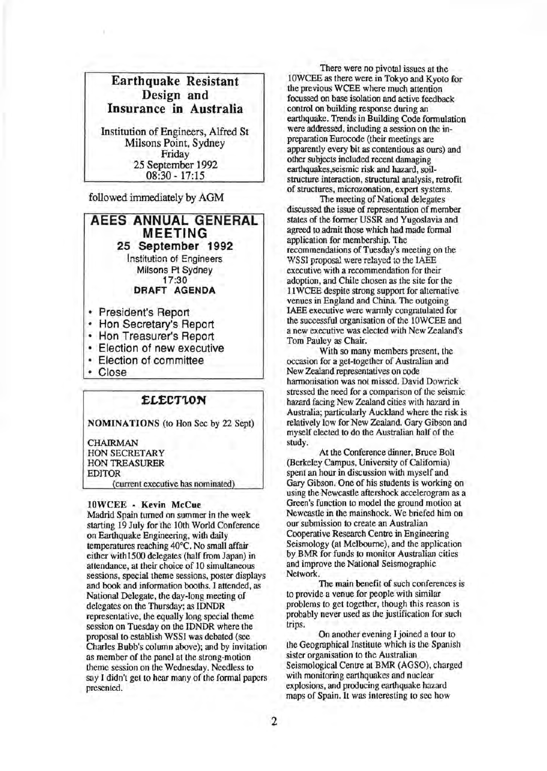## Earthquake Resistant Design and Insurance in Australia

Institution of Engineers, Alfred St
Milsons Point, Sydney
Friday
25 September 1992
08:30 - 17:15

followed immediately by AGM

## AEES ANNUAL GENERAL MEETING

**25 September 1992**
Institution of Engineers
Milsons Pt Sydney
17:30
**DRAFT AGENDA**

- President's Report
- Hon Secretary's Report
- Hon Treasurer's Report
- Election of new executive
- Election of committee
- Close

## ELECTION

**NOMINATIONS** (to Hon Sec by 22 Sept)

CHAIRMAN
HON SECRETARY
HON TREASURER
EDITOR
(current executive has nominated)

### 10WCEE - Kevin McCue

Madrid Spain turned on summer in the week starting 19 July for the 10th World Conference on Earthquake Engineering, with daily temperatures reaching 40°C. No small affair either with1500 delegates (half from Japan) in attendance, at their choice of 10 simultaneous sessions, special theme sessions, poster displays and book and information booths. I attended, as National Delegate, the day-long meeting of delegates on the Thursday; as IDNDR representative, the equally long special theme session on Tuesday on the IDNDR where the proposal to establish WSSI was debated (see Charles Bubb's column above); and by invitation as member of the panel at the strong-motion theme session on the Wednesday. Needless to say I didn't get to hear many of the formal papers presented.

There were no pivotal issues at the 10WCEE as there were in Tokyo and Kyoto for the previous WCEE where much attention focussed on base isolation and active feedback control on building response during an earthquake. Trends in Building Code formulation were addressed, including a session on the in-preparation Eurocode (their meetings are apparently every bit as contentious as ours) and other subjects included recent damaging earthquakes,seismic risk and hazard, soil-structure interaction, structural analysis, retrofit of structures, microzonation, expert systems.

The meeting of National delegates discussed the issue of representation of member states of the former USSR and Yugoslavia and agreed to admit those which had made formal application for membership. The recommendations of Tuesday's meeting on the WSSI proposal were relayed to the IAEE executive with a recommendation for their adoption, and Chile chosen as the site for the 11WCEE despite strong support for alternative venues in England and China. The outgoing IAEE executive were warmly congratulated for the successful organisation of the 10WCEE and a new executive was elected with New Zealand's Tom Pauley as Chair.

With so many members present, the occasion for a get-together of Australian and New Zealand representatives on code harmonisation was not missed. David Dowrick stressed the need for a comparison of the seismic hazard facing New Zealand cities with hazard in Australia; particularly Auckland where the risk is relatively low for New Zealand. Gary Gibson and myself elected to do the Australian half of the study.

At the Conference dinner, Bruce Bolt (Berkeley Campus, University of California) spent an hour in discussion with myself and Gary Gibson. One of his students is working on using the Newcastle aftershock accelerogram as a Green's function to model the ground motion at Newcastle in the mainshock. We briefed him on our submission to create an Australian Cooperative Research Centre in Engineering Seismology (at Melbourne), and the application by BMR for funds to monitor Australian cities and improve the National Seismographic Network.

The main benefit of such conferences is to provide a venue for people with similar problems to get together, though this reason is probably never used as the justification for such trips.

On another evening I joined a tour to the Geographical Institute which is the Spanish sister organisation to the Australian Seismological Centre at BMR (AGSO), charged with monitoring earthquakes and nuclear explosions, and producing earthquake hazard maps of Spain. It was interesting to see how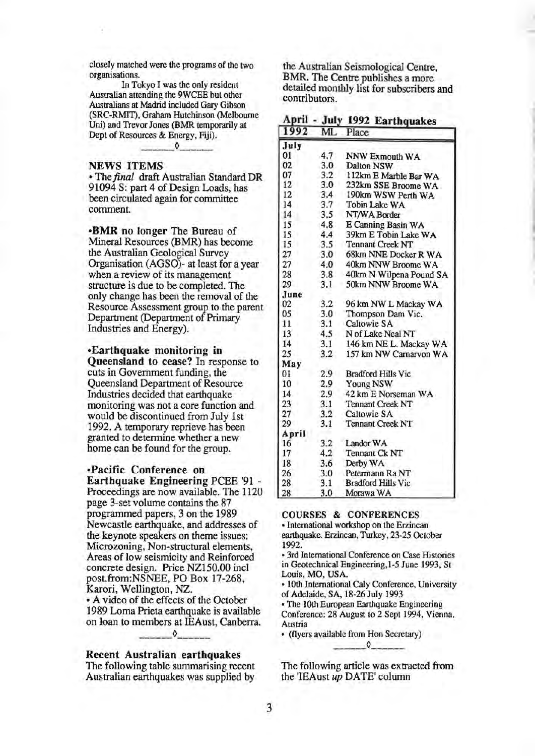closely matched were the programs of the two organisations.

In Tokyo I was the only resident Australian attending the 9WCEE but other Australians at Madrid included Gary Gibson (SRC-RMIT), Graham Hutchinson (Melbourne Uni) and Trevor Jones (BMR temporarily at Dept of Resources & Energy, Fiji).

———◊———

## NEWS ITEMS

• The *final* draft Australian Standard DR 91094 S: part 4 of Design Loads, has been circulated again for committee comment.

•**BMR no longer** The Bureau of Mineral Resources (BMR) has become the Australian Geological Survey Organisation (AGSO)- at least for a year when a review of its management structure is due to be completed. The only change has been the removal of the Resource Assessment group to the parent Department (Department of Primary Industries and Energy).

•**Earthquake monitoring in Queensland to cease?** In response to cuts in Government funding, the Queensland Department of Resource Industries decided that earthquake monitoring was not a core function and would be discontinued from July 1st 1992. A temporary reprieve has been granted to determine whether a new home can be found for the group.

•**Pacific Conference on Earthquake Engineering** PCEE '91 - Proceedings are now available. The 1120 page 3-set volume contains the 87 programmed papers, 3 on the 1989 Newcastle earthquake, and addresses of the keynote speakers on theme issues; Microzoning, Non-structural elements, Areas of low seismicity and Reinforced concrete design. Price NZ150.00 incl post.from:NSNEE, PO Box 17-268, Karori, Wellington, NZ.

• A video of the effects of the October 1989 Loma Prieta earthquake is available on loan to members at IEAust, Canberra.

———◊———

## Recent Australian earthquakes

The following table summarising recent Australian earthquakes was supplied by the Australian Seismological Centre, BMR. The Centre publishes a more detailed monthly list for subscribers and contributors.

**April - July 1992 Earthquakes**

| 1992 | ML | Place |
|---|---|---|
| **July** | | |
| 01 | 4.7 | NNW Exmouth WA |
| 02 | 3.0 | Dalton NSW |
| 07 | 3.2 | 112km E Marble Bar WA |
| 12 | 3.0 | 232km SSE Broome WA |
| 12 | 3.4 | 190km WSW Perth WA |
| 14 | 3.7 | Tobin Lake WA |
| 14 | 3.5 | NT/WA Border |
| 15 | 4.8 | E Canning Basin WA |
| 15 | 4.4 | 39km E Tobin Lake WA |
| 15 | 3.5 | Tennant Creek NT |
| 27 | 3.0 | 68km NNE Docker R WA |
| 27 | 4.0 | 40km NNW Broome WA |
| 28 | 3.8 | 40km N Wilpena Pound SA |
| 29 | 3.1 | 50km NNW Broome WA |
| **June** | | |
| 02 | 3.2 | 96 km NW L Mackay WA |
| 05 | 3.0 | Thompson Dam Vic. |
| 11 | 3.1 | Caltowie SA |
| 13 | 4.5 | N of Lake Neal NT |
| 14 | 3.1 | 146 km NE L. Mackay WA |
| 25 | 3.2 | 157 km NW Carnarvon WA |
| **May** | | |
| 01 | 2.9 | Bradford Hills Vic |
| 10 | 2.9 | Young NSW |
| 14 | 2.9 | 42 km E Norseman WA |
| 23 | 3.1 | Tennant Creek NT |
| 27 | 3.2 | Caltowie SA |
| 29 | 3.1 | Tennant Creek NT |
| **April** | | |
| 16 | 3.2 | Landor WA |
| 17 | 4.2 | Tennant Ck NT |
| 18 | 3.6 | Derby WA |
| 26 | 3.0 | Petermann Ra NT |
| 28 | 3.1 | Bradford Hills Vic |
| 28 | 3.0 | Morawa WA |

## COURSES & CONFERENCES

• International workshop on the Erzincan earthquake. Erzincan, Turkey, 23-25 October 1992.

• 3rd International Conference on Case Histories in Geotechnical Engineering,1-5 June 1993, St Louis, MO, USA.

• 10th International Caly Conference, University of Adelaide, SA, 18-26 July 1993

• The 10th European Earthquake Engineering Conference: 28 August to 2 Sept 1994, Vienna, Austria

• (flyers available from Hon Secretary)

———◊———

The following article was extracted from the 'IEAust *up* DATE' column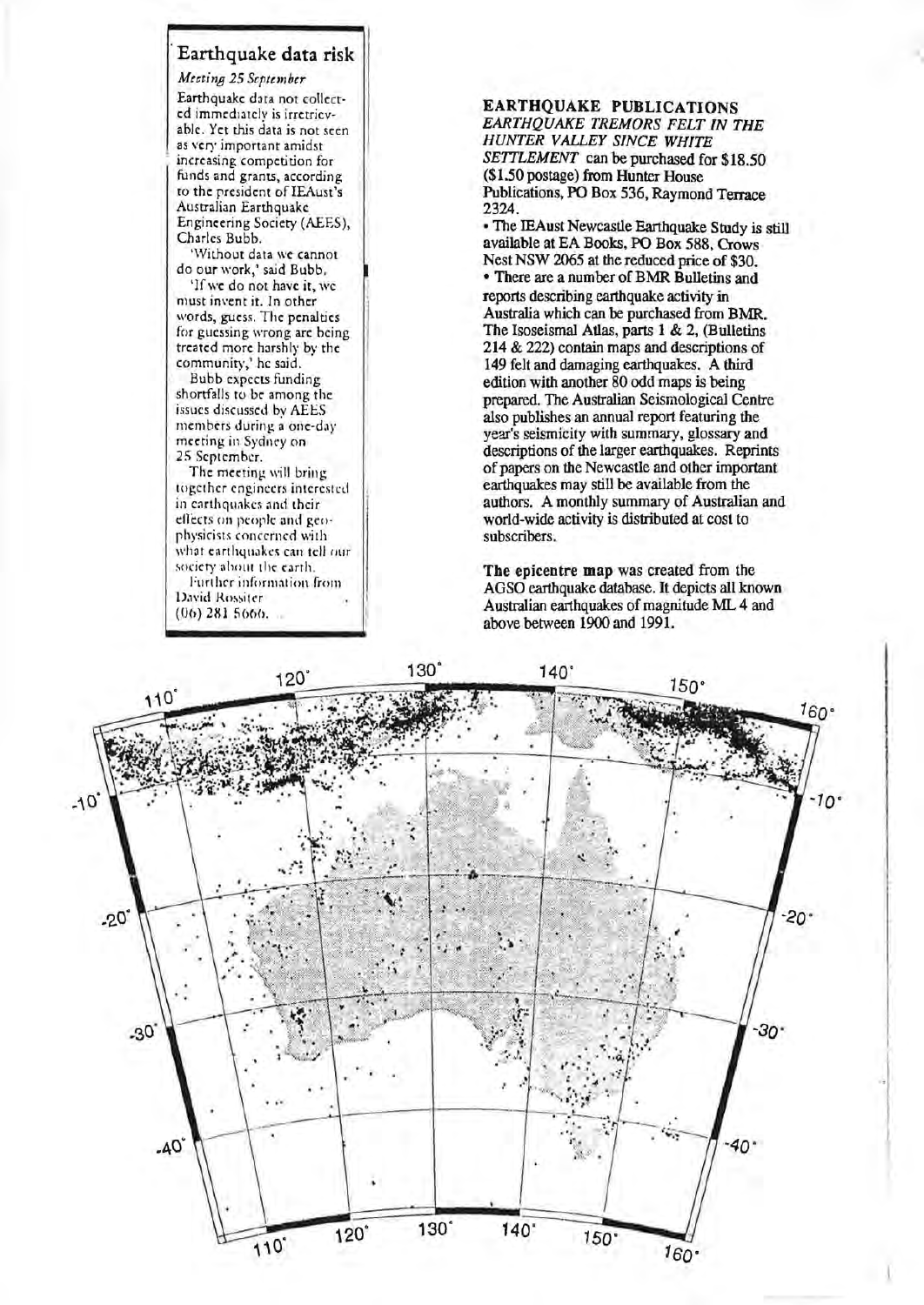## Earthquake data risk

*Meeting 25 September*

Earthquake data not collected immediately is irretrievable. Yet this data is not seen as very important amidst increasing competition for funds and grants, according to the president of IEAust's Australian Earthquake Engineering Society (AEES), Charles Bubb.

'Without data we cannot do our work,' said Bubb.

'If we do not have it, we must invent it. In other words, guess. The penalties for guessing wrong are being treated more harshly by the community,' he said.

Bubb expects funding shortfalls to be among the issues discussed by AEES members during a one-day meeting in Sydney on 25 September.

The meeting will bring together engineers interested in earthquakes and their effects on people and geophysicists concerned with what earthquakes can tell our society about the earth.

Further information from David Rossiter (06) 281 5666.

**EARTHQUAKE PUBLICATIONS**

*EARTHQUAKE TREMORS FELT IN THE HUNTER VALLEY SINCE WHITE SETTLEMENT* can be purchased for $18.50 ($1.50 postage) from Hunter House Publications, PO Box 536, Raymond Terrace 2324.

- The IEAust Newcastle Earthquake Study is still available at EA Books, PO Box 588, Crows Nest NSW 2065 at the reduced price of $30.
- There are a number of BMR Bulletins and reports describing earthquake activity in Australia which can be purchased from BMR. The Isoseismal Atlas, parts 1 & 2, (Bulletins 214 & 222) contain maps and descriptions of 149 felt and damaging earthquakes. A third edition with another 80 odd maps is being prepared. The Australian Seismological Centre also publishes an annual report featuring the year's seismicity with summary, glossary and descriptions of the larger earthquakes. Reprints of papers on the Newcastle and other important earthquakes may still be available from the authors. A monthly summary of Australian and world-wide activity is distributed at cost to subscribers.

**The epicentre map** was created from the AGSO earthquake database. It depicts all known Australian earthquakes of magnitude ML 4 and above between 1900 and 1991.

110° 120° 130° 140° 150° 160°

-10° -20° -30° -40°